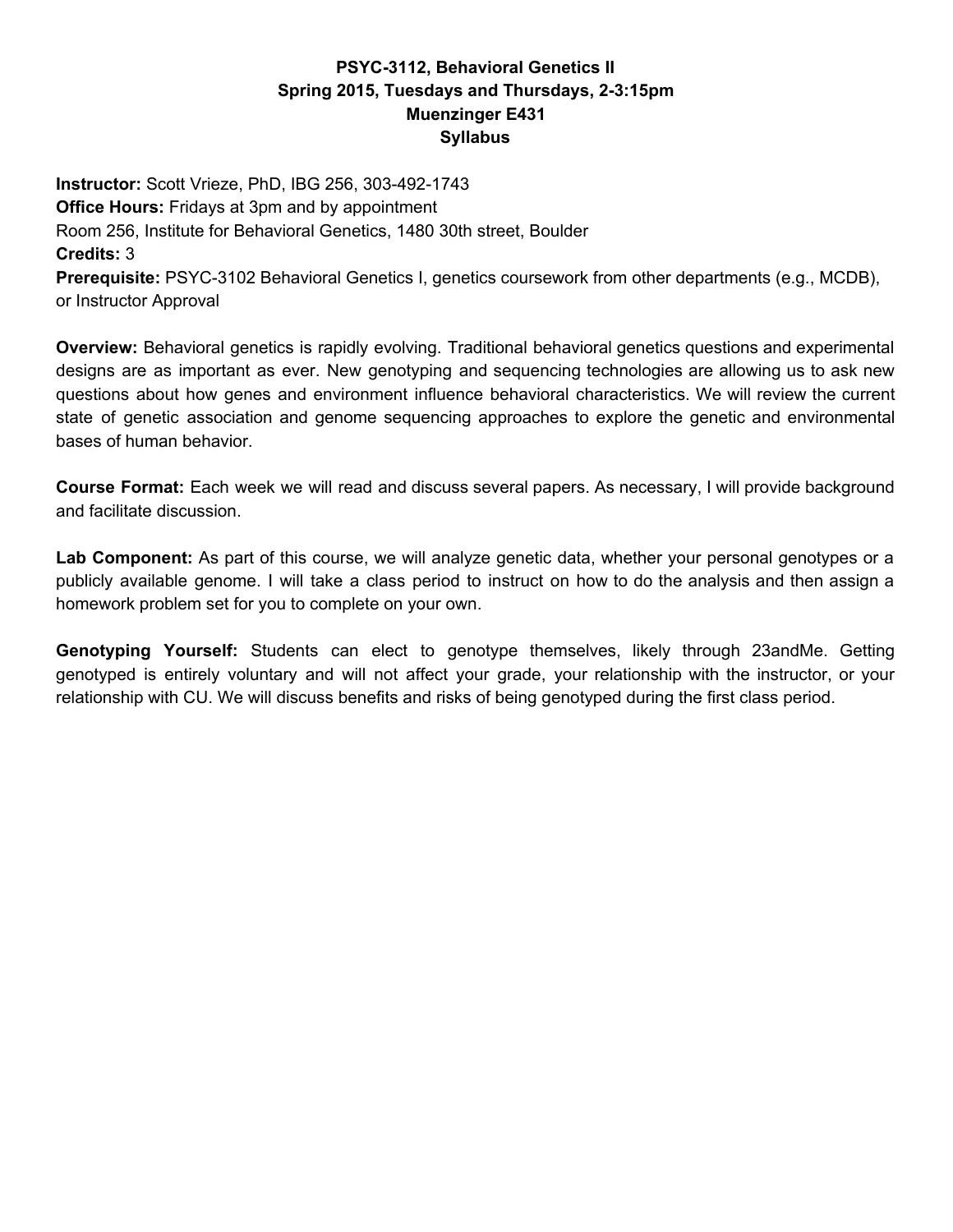# PSYC-3112, Behavioral Genetics II
## Spring 2015, Tuesdays and Thursdays, 2-3:15pm
## Muenzinger E431
## Syllabus

**Instructor:** Scott Vrieze, PhD, IBG 256, 303-492-1743
**Office Hours:** Fridays at 3pm and by appointment
Room 256, Institute for Behavioral Genetics, 1480 30th street, Boulder
**Credits:** 3
**Prerequisite:** PSYC-3102 Behavioral Genetics I, genetics coursework from other departments (e.g., MCDB), or Instructor Approval

**Overview:** Behavioral genetics is rapidly evolving. Traditional behavioral genetics questions and experimental designs are as important as ever. New genotyping and sequencing technologies are allowing us to ask new questions about how genes and environment influence behavioral characteristics. We will review the current state of genetic association and genome sequencing approaches to explore the genetic and environmental bases of human behavior.

**Course Format:** Each week we will read and discuss several papers. As necessary, I will provide background and facilitate discussion.

**Lab Component:** As part of this course, we will analyze genetic data, whether your personal genotypes or a publicly available genome. I will take a class period to instruct on how to do the analysis and then assign a homework problem set for you to complete on your own.

**Genotyping Yourself:** Students can elect to genotype themselves, likely through 23andMe. Getting genotyped is entirely voluntary and will not affect your grade, your relationship with the instructor, or your relationship with CU. We will discuss benefits and risks of being genotyped during the first class period.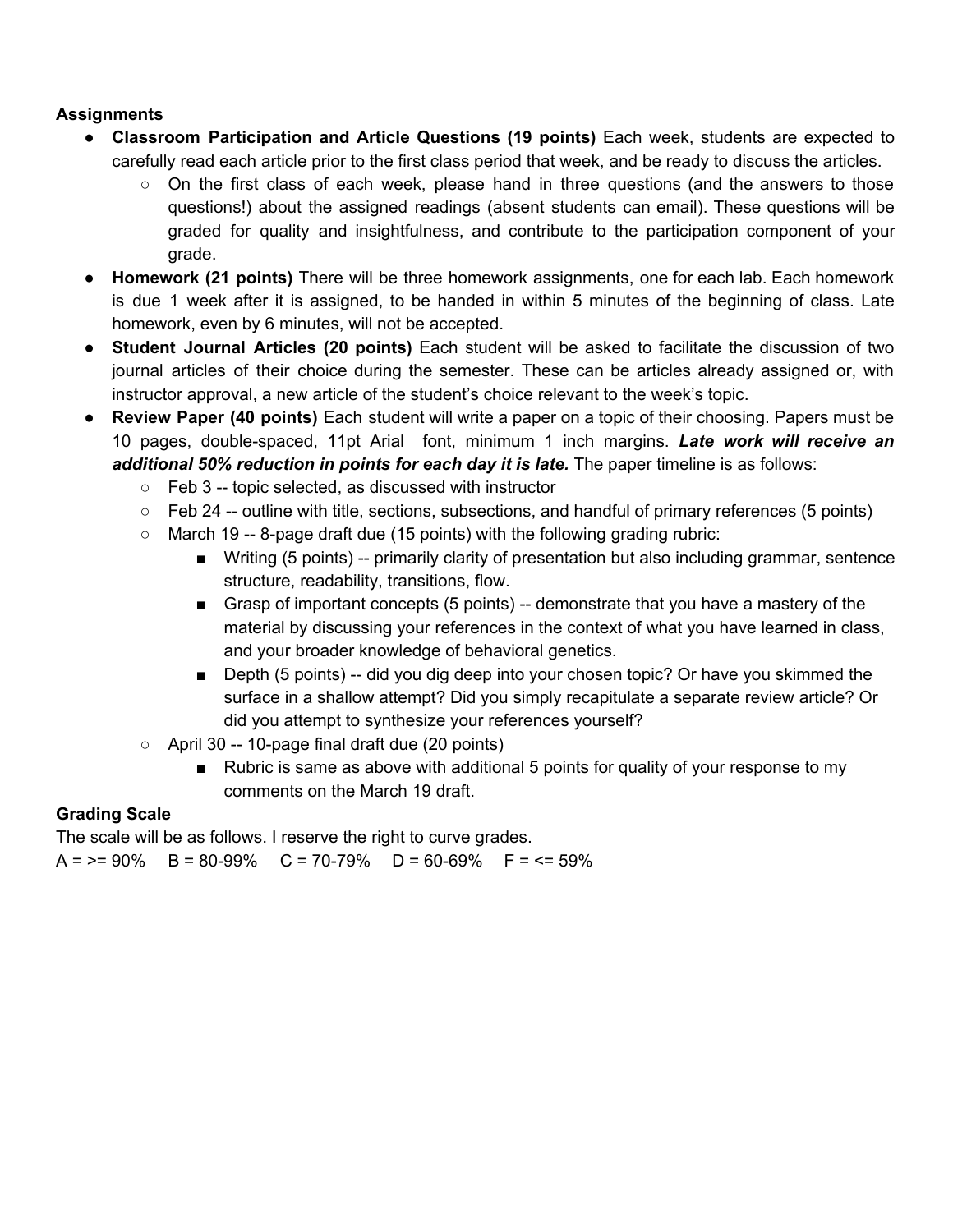**Assignments**

- **Classroom Participation and Article Questions (19 points)** Each week, students are expected to carefully read each article prior to the first class period that week, and be ready to discuss the articles.
    - On the first class of each week, please hand in three questions (and the answers to those questions!) about the assigned readings (absent students can email). These questions will be graded for quality and insightfulness, and contribute to the participation component of your grade.
- **Homework (21 points)** There will be three homework assignments, one for each lab. Each homework is due 1 week after it is assigned, to be handed in within 5 minutes of the beginning of class. Late homework, even by 6 minutes, will not be accepted.
- **Student Journal Articles (20 points)** Each student will be asked to facilitate the discussion of two journal articles of their choice during the semester. These can be articles already assigned or, with instructor approval, a new article of the student's choice relevant to the week's topic.
- **Review Paper (40 points)** Each student will write a paper on a topic of their choosing. Papers must be 10 pages, double-spaced, 11pt Arial font, minimum 1 inch margins. ***Late work will receive an additional 50% reduction in points for each day it is late.*** The paper timeline is as follows:
    - Feb 3 -- topic selected, as discussed with instructor
    - Feb 24 -- outline with title, sections, subsections, and handful of primary references (5 points)
    - March 19 -- 8-page draft due (15 points) with the following grading rubric:
        - Writing (5 points) -- primarily clarity of presentation but also including grammar, sentence structure, readability, transitions, flow.
        - Grasp of important concepts (5 points) -- demonstrate that you have a mastery of the material by discussing your references in the context of what you have learned in class, and your broader knowledge of behavioral genetics.
        - Depth (5 points) -- did you dig deep into your chosen topic? Or have you skimmed the surface in a shallow attempt? Did you simply recapitulate a separate review article? Or did you attempt to synthesize your references yourself?
    - April 30 -- 10-page final draft due (20 points)
        - Rubric is same as above with additional 5 points for quality of your response to my comments on the March 19 draft.

**Grading Scale**

The scale will be as follows. I reserve the right to curve grades.

A = >= 90%  B = 80-99%  C = 70-79%  D = 60-69%  F = <= 59%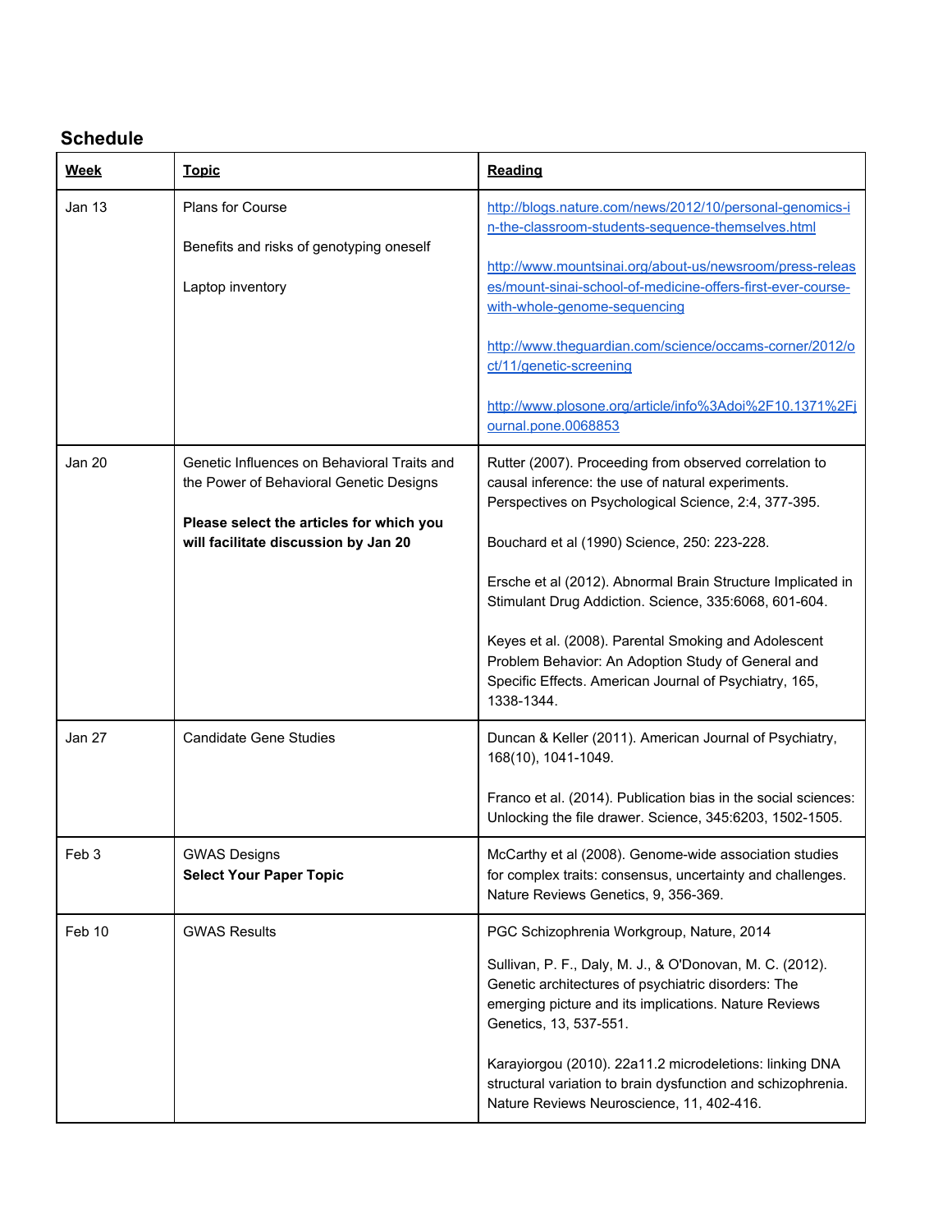## Schedule

| Week | Topic | Reading |
|---|---|---|
| Jan 13 | Plans for Course<br><br>Benefits and risks of genotyping oneself<br><br>Laptop inventory | http://blogs.nature.com/news/2012/10/personal-genomics-in-the-classroom-students-sequence-themselves.html<br><br>http://www.mountsinai.org/about-us/newsroom/press-releases/mount-sinai-school-of-medicine-offers-first-ever-course-with-whole-genome-sequencing<br><br>http://www.theguardian.com/science/occams-corner/2012/oct/11/genetic-screening<br><br>http://www.plosone.org/article/info%3Adoi%2F10.1371%2Fjournal.pone.0068853 |
| Jan 20 | Genetic Influences on Behavioral Traits and the Power of Behavioral Genetic Designs<br><br>**Please select the articles for which you will facilitate discussion by Jan 20** | Rutter (2007). Proceeding from observed correlation to causal inference: the use of natural experiments. Perspectives on Psychological Science, 2:4, 377-395.<br><br>Bouchard et al (1990) Science, 250: 223-228.<br><br>Ersche et al (2012). Abnormal Brain Structure Implicated in Stimulant Drug Addiction. Science, 335:6068, 601-604.<br><br>Keyes et al. (2008). Parental Smoking and Adolescent Problem Behavior: An Adoption Study of General and Specific Effects. American Journal of Psychiatry, 165, 1338-1344. |
| Jan 27 | Candidate Gene Studies | Duncan & Keller (2011). American Journal of Psychiatry, 168(10), 1041-1049.<br><br>Franco et al. (2014). Publication bias in the social sciences: Unlocking the file drawer. Science, 345:6203, 1502-1505. |
| Feb 3 | GWAS Designs<br>**Select Your Paper Topic** | McCarthy et al (2008). Genome-wide association studies for complex traits: consensus, uncertainty and challenges. Nature Reviews Genetics, 9, 356-369. |
| Feb 10 | GWAS Results | PGC Schizophrenia Workgroup, Nature, 2014<br><br>Sullivan, P. F., Daly, M. J., & O'Donovan, M. C. (2012). Genetic architectures of psychiatric disorders: The emerging picture and its implications. Nature Reviews Genetics, 13, 537-551.<br><br>Karayiorgou (2010). 22a11.2 microdeletions: linking DNA structural variation to brain dysfunction and schizophrenia. Nature Reviews Neuroscience, 11, 402-416. |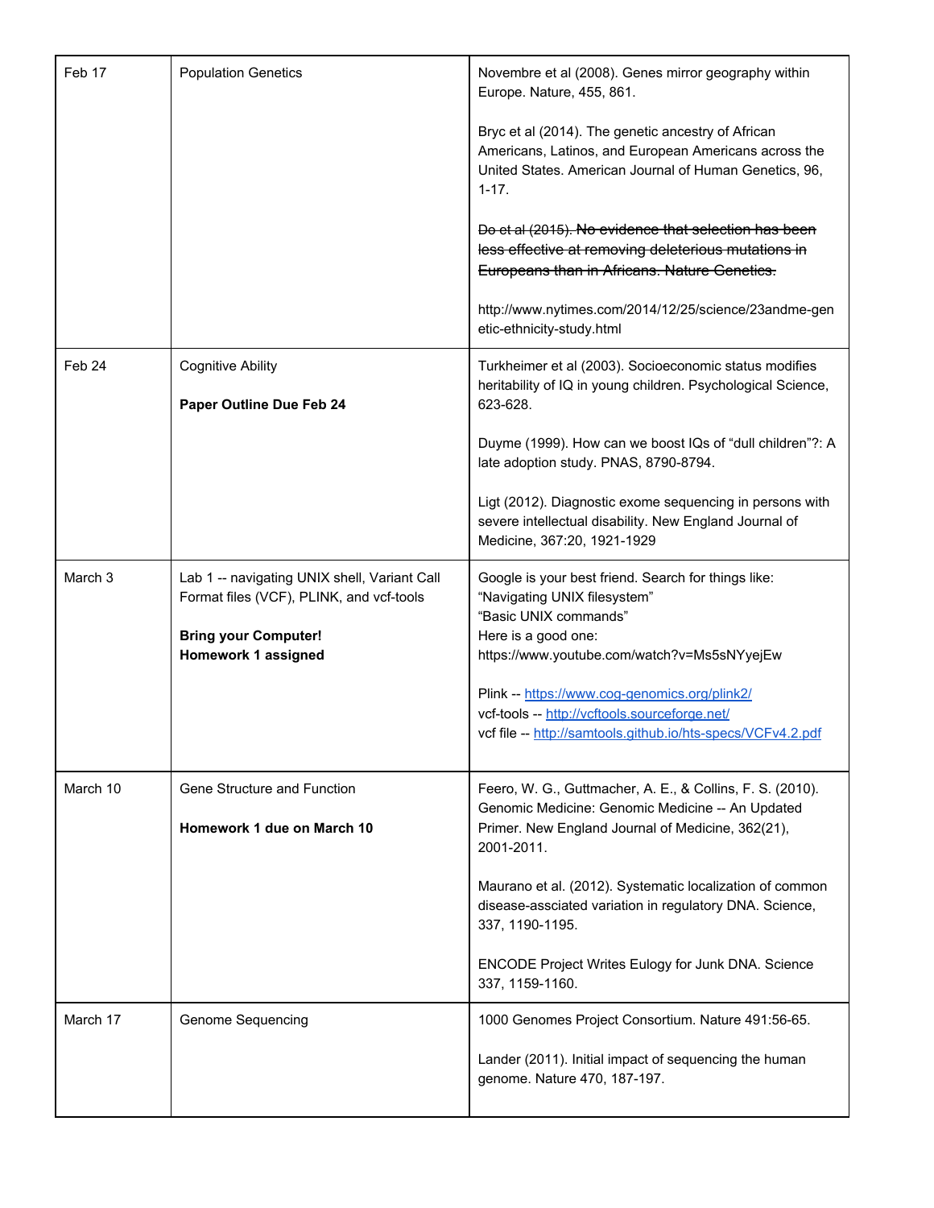| | | |
|---|---|---|
| Feb 17 | Population Genetics | Novembre et al (2008). Genes mirror geography within Europe. Nature, 455, 861.<br><br>Bryc et al (2014). The genetic ancestry of African Americans, Latinos, and European Americans across the United States. American Journal of Human Genetics, 96, 1-17.<br><br>~~Do et al (2015). No evidence that selection has been less effective at removing deleterious mutations in Europeans than in Africans. Nature Genetics.~~<br><br>http://www.nytimes.com/2014/12/25/science/23andme-genetic-ethnicity-study.html |
| Feb 24 | Cognitive Ability<br><br>**Paper Outline Due Feb 24** | Turkheimer et al (2003). Socioeconomic status modifies heritability of IQ in young children. Psychological Science, 623-628.<br><br>Duyme (1999). How can we boost IQs of "dull children"?: A late adoption study. PNAS, 8790-8794.<br><br>Ligt (2012). Diagnostic exome sequencing in persons with severe intellectual disability. New England Journal of Medicine, 367:20, 1921-1929 |
| March 3 | Lab 1 -- navigating UNIX shell, Variant Call Format files (VCF), PLINK, and vcf-tools<br><br>**Bring your Computer!**<br>**Homework 1 assigned** | Google is your best friend. Search for things like:<br>"Navigating UNIX filesystem"<br>"Basic UNIX commands"<br>Here is a good one:<br>https://www.youtube.com/watch?v=Ms5sNYyejEw<br><br>Plink -- [https://www.cog-genomics.org/plink2/](https://www.cog-genomics.org/plink2/)<br>vcf-tools -- [http://vcftools.sourceforge.net/](http://vcftools.sourceforge.net/)<br>vcf file -- [http://samtools.github.io/hts-specs/VCFv4.2.pdf](http://samtools.github.io/hts-specs/VCFv4.2.pdf) |
| March 10 | Gene Structure and Function<br><br>**Homework 1 due on March 10** | Feero, W. G., Guttmacher, A. E., & Collins, F. S. (2010). Genomic Medicine: Genomic Medicine -- An Updated Primer. New England Journal of Medicine, 362(21), 2001-2011.<br><br>Maurano et al. (2012). Systematic localization of common disease-assciated variation in regulatory DNA. Science, 337, 1190-1195.<br><br>ENCODE Project Writes Eulogy for Junk DNA. Science 337, 1159-1160. |
| March 17 | Genome Sequencing | 1000 Genomes Project Consortium. Nature 491:56-65.<br><br>Lander (2011). Initial impact of sequencing the human genome. Nature 470, 187-197. |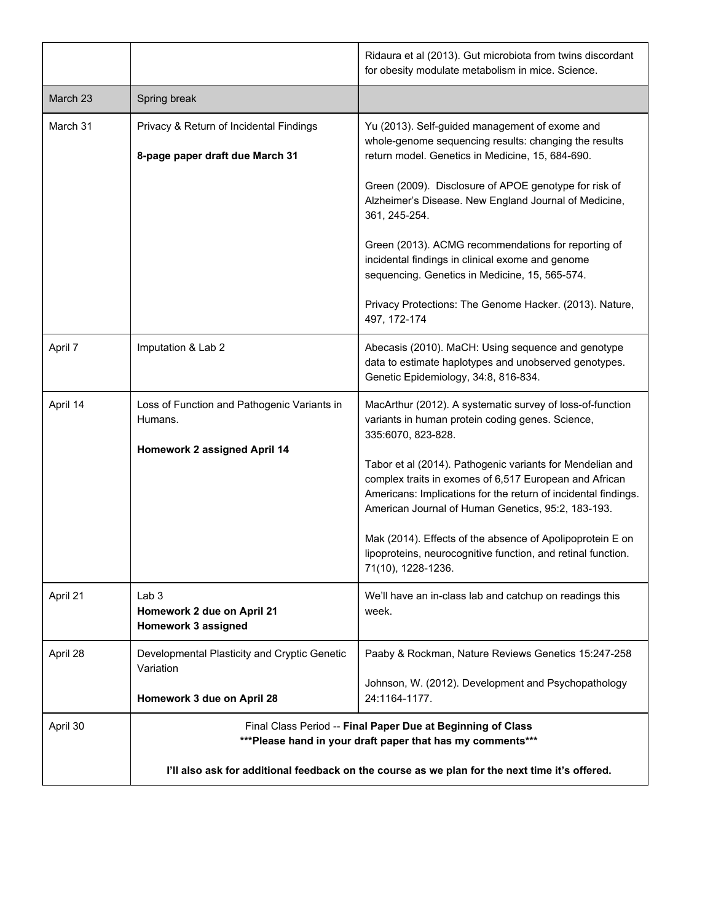| | | |
|---|---|---|
| | | Ridaura et al (2013). Gut microbiota from twins discordant for obesity modulate metabolism in mice. Science. |
| March 23 | Spring break | |
| March 31 | Privacy & Return of Incidental Findings<br><br>**8-page paper draft due March 31** | Yu (2013). Self-guided management of exome and whole-genome sequencing results: changing the results return model. Genetics in Medicine, 15, 684-690.<br><br>Green (2009). Disclosure of APOE genotype for risk of Alzheimer's Disease. New England Journal of Medicine, 361, 245-254.<br><br>Green (2013). ACMG recommendations for reporting of incidental findings in clinical exome and genome sequencing. Genetics in Medicine, 15, 565-574.<br><br>Privacy Protections: The Genome Hacker. (2013). Nature, 497, 172-174 |
| April 7 | Imputation & Lab 2 | Abecasis (2010). MaCH: Using sequence and genotype data to estimate haplotypes and unobserved genotypes. Genetic Epidemiology, 34:8, 816-834. |
| April 14 | Loss of Function and Pathogenic Variants in Humans.<br><br>**Homework 2 assigned April 14** | MacArthur (2012). A systematic survey of loss-of-function variants in human protein coding genes. Science, 335:6070, 823-828.<br><br>Tabor et al (2014). Pathogenic variants for Mendelian and complex traits in exomes of 6,517 European and African Americans: Implications for the return of incidental findings. American Journal of Human Genetics, 95:2, 183-193.<br><br>Mak (2014). Effects of the absence of Apolipoprotein E on lipoproteins, neurocognitive function, and retinal function. 71(10), 1228-1236. |
| April 21 | Lab 3<br>**Homework 2 due on April 21**<br>**Homework 3 assigned** | We'll have an in-class lab and catchup on readings this week. |
| April 28 | Developmental Plasticity and Cryptic Genetic Variation<br><br>**Homework 3 due on April 28** | Paaby & Rockman, Nature Reviews Genetics 15:247-258<br><br>Johnson, W. (2012). Development and Psychopathology 24:1164-1177. |
| April 30 | Final Class Period -- **Final Paper Due at Beginning of Class**<br>**\*\*\*Please hand in your draft paper that has my comments\*\*\***<br><br>**I'll also ask for additional feedback on the course as we plan for the next time it's offered.** | |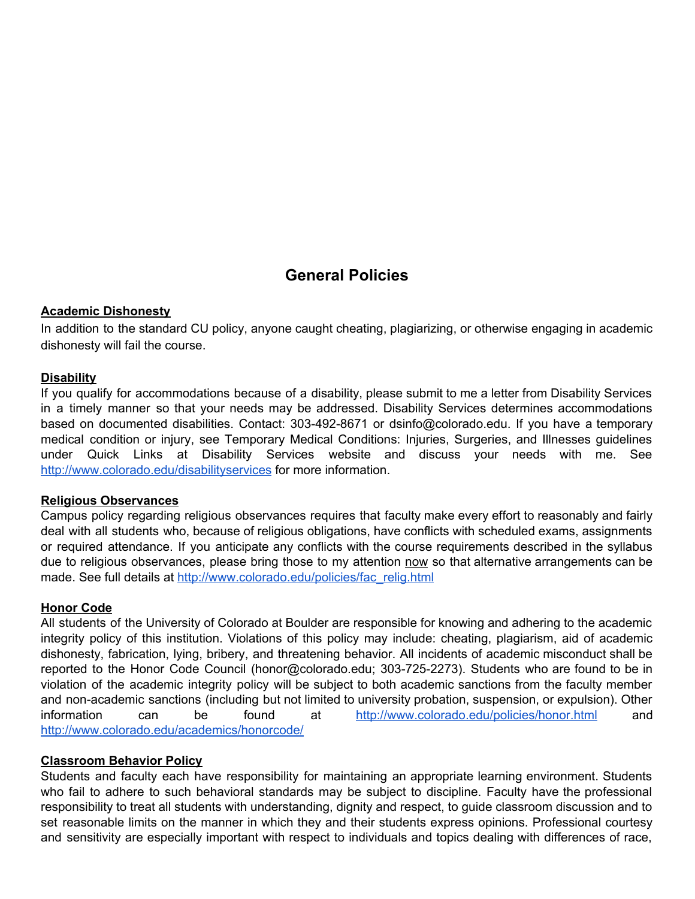## General Policies

**Academic Dishonesty**

In addition to the standard CU policy, anyone caught cheating, plagiarizing, or otherwise engaging in academic dishonesty will fail the course.

**Disability**

If you qualify for accommodations because of a disability, please submit to me a letter from Disability Services in a timely manner so that your needs may be addressed. Disability Services determines accommodations based on documented disabilities. Contact: 303-492-8671 or dsinfo@colorado.edu. If you have a temporary medical condition or injury, see Temporary Medical Conditions: Injuries, Surgeries, and Illnesses guidelines under Quick Links at Disability Services website and discuss your needs with me. See [http://www.colorado.edu/disabilityservices](http://www.colorado.edu/disabilityservices) for more information.

**Religious Observances**

Campus policy regarding religious observances requires that faculty make every effort to reasonably and fairly deal with all students who, because of religious obligations, have conflicts with scheduled exams, assignments or required attendance. If you anticipate any conflicts with the course requirements described in the syllabus due to religious observances, please bring those to my attention now so that alternative arrangements can be made. See full details at [http://www.colorado.edu/policies/fac_relig.html](http://www.colorado.edu/policies/fac_relig.html)

**Honor Code**

All students of the University of Colorado at Boulder are responsible for knowing and adhering to the academic integrity policy of this institution. Violations of this policy may include: cheating, plagiarism, aid of academic dishonesty, fabrication, lying, bribery, and threatening behavior. All incidents of academic misconduct shall be reported to the Honor Code Council (honor@colorado.edu; 303-725-2273). Students who are found to be in violation of the academic integrity policy will be subject to both academic sanctions from the faculty member and non-academic sanctions (including but not limited to university probation, suspension, or expulsion). Other information can be found at [http://www.colorado.edu/policies/honor.html](http://www.colorado.edu/policies/honor.html) and [http://www.colorado.edu/academics/honorcode/](http://www.colorado.edu/academics/honorcode/)

**Classroom Behavior Policy**

Students and faculty each have responsibility for maintaining an appropriate learning environment. Students who fail to adhere to such behavioral standards may be subject to discipline. Faculty have the professional responsibility to treat all students with understanding, dignity and respect, to guide classroom discussion and to set reasonable limits on the manner in which they and their students express opinions. Professional courtesy and sensitivity are especially important with respect to individuals and topics dealing with differences of race,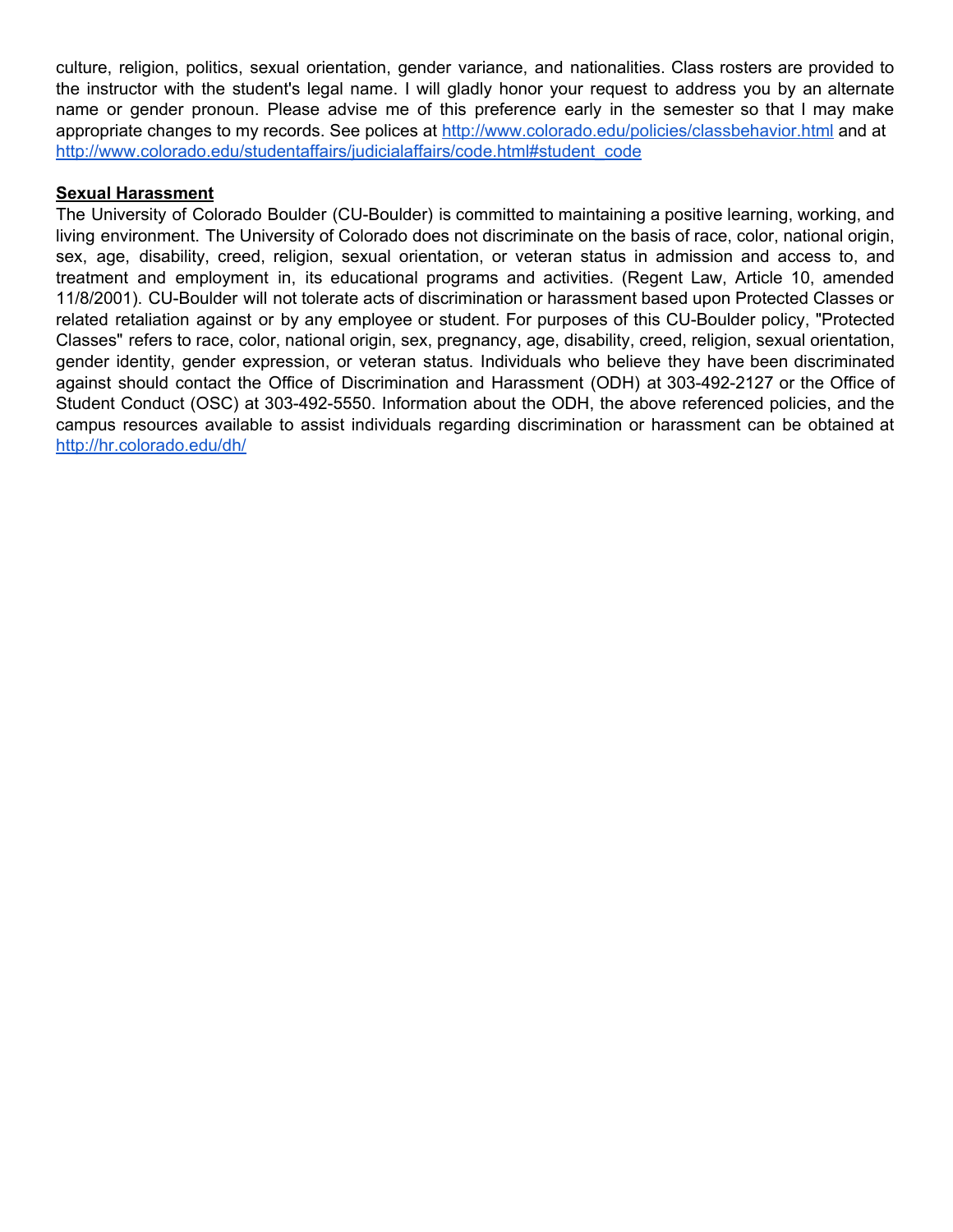culture, religion, politics, sexual orientation, gender variance, and nationalities. Class rosters are provided to the instructor with the student's legal name. I will gladly honor your request to address you by an alternate name or gender pronoun. Please advise me of this preference early in the semester so that I may make appropriate changes to my records. See polices at [http://www.colorado.edu/policies/classbehavior.html](http://www.colorado.edu/policies/classbehavior.html) and at [http://www.colorado.edu/studentaffairs/judicialaffairs/code.html#student_code](http://www.colorado.edu/studentaffairs/judicialaffairs/code.html#student_code)

**Sexual Harassment**

The University of Colorado Boulder (CU-Boulder) is committed to maintaining a positive learning, working, and living environment. The University of Colorado does not discriminate on the basis of race, color, national origin, sex, age, disability, creed, religion, sexual orientation, or veteran status in admission and access to, and treatment and employment in, its educational programs and activities. (Regent Law, Article 10, amended 11/8/2001). CU-Boulder will not tolerate acts of discrimination or harassment based upon Protected Classes or related retaliation against or by any employee or student. For purposes of this CU-Boulder policy, "Protected Classes" refers to race, color, national origin, sex, pregnancy, age, disability, creed, religion, sexual orientation, gender identity, gender expression, or veteran status. Individuals who believe they have been discriminated against should contact the Office of Discrimination and Harassment (ODH) at 303-492-2127 or the Office of Student Conduct (OSC) at 303-492-5550. Information about the ODH, the above referenced policies, and the campus resources available to assist individuals regarding discrimination or harassment can be obtained at [http://hr.colorado.edu/dh/](http://hr.colorado.edu/dh/)